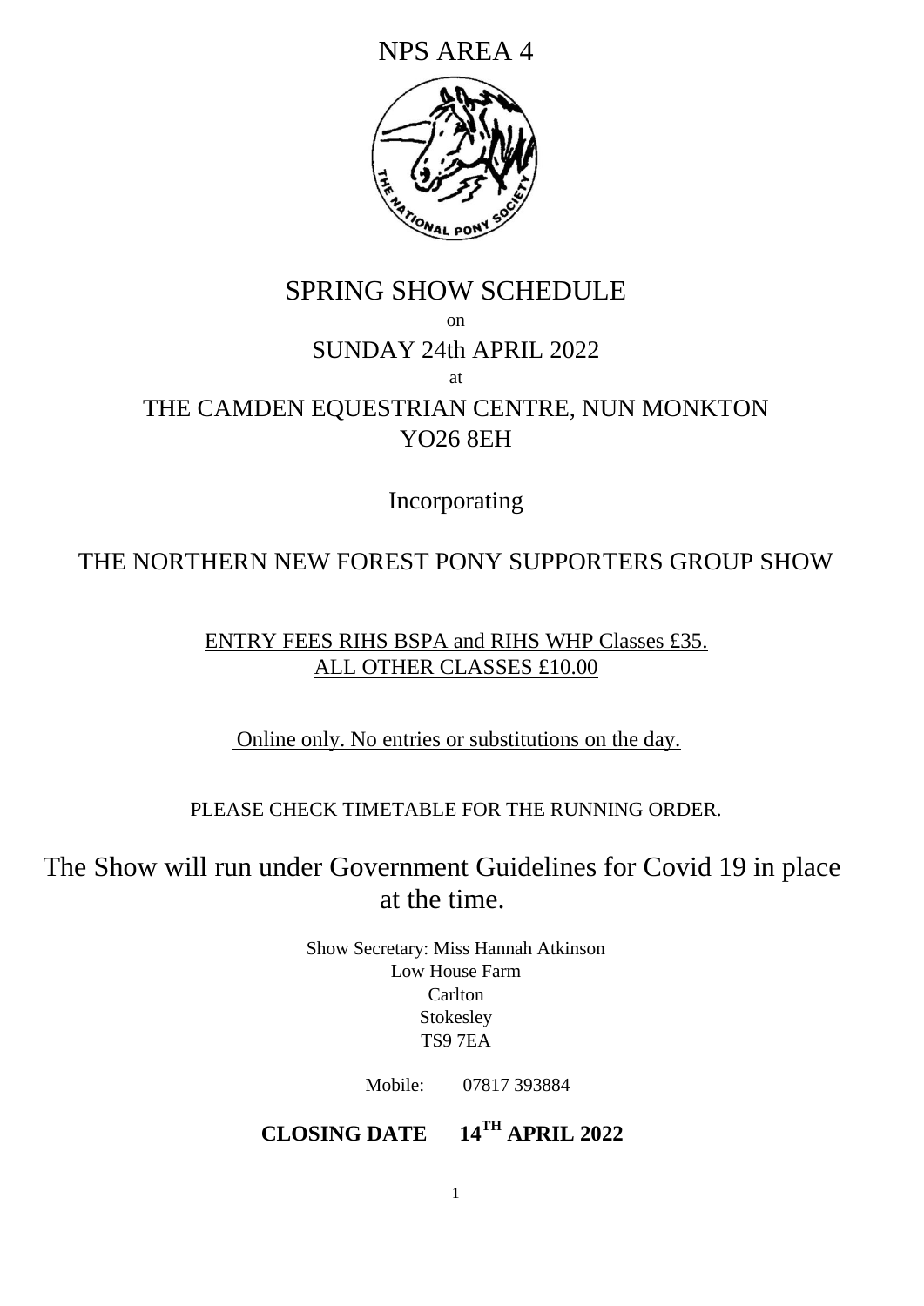# NPS AREA 4

# SPRING SHOW SCHEDULE

on

## SUNDAY 24th APRIL 2022

at

## THE CAMDEN EQUESTRIAN CENTRE, NUN MONKTON YO26 8EH

Incorporating

## THE NORTHERN NEW FOREST PONY SUPPORTERS GROUP SHOW

ENTRY FEES RIHS BSPA and RIHS WHP Classes £35.
ALL OTHER CLASSES £10.00

Online only. No entries or substitutions on the day.

PLEASE CHECK TIMETABLE FOR THE RUNNING ORDER.

The Show will run under Government Guidelines for Covid 19 in place at the time.

Show Secretary: Miss Hannah Atkinson
Low House Farm
Carlton
Stokesley
TS9 7EA

Mobile: 07817 393884

**CLOSING DATE 14TH APRIL 2022**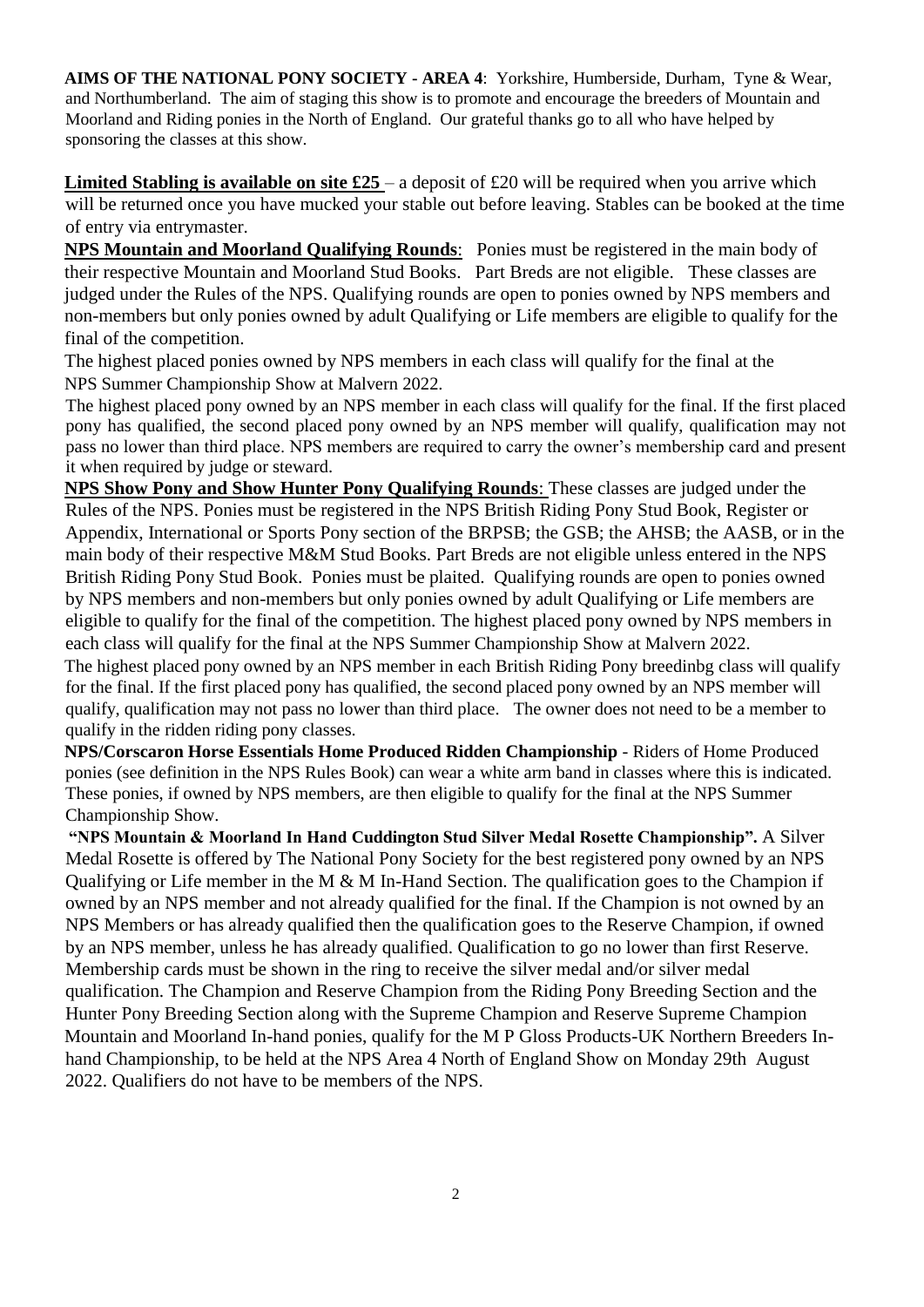**AIMS OF THE NATIONAL PONY SOCIETY - AREA 4**: Yorkshire, Humberside, Durham, Tyne & Wear, and Northumberland. The aim of staging this show is to promote and encourage the breeders of Mountain and Moorland and Riding ponies in the North of England. Our grateful thanks go to all who have helped by sponsoring the classes at this show.

**Limited Stabling is available on site £25** – a deposit of £20 will be required when you arrive which will be returned once you have mucked your stable out before leaving. Stables can be booked at the time of entry via entrymaster.

**NPS Mountain and Moorland Qualifying Rounds**: Ponies must be registered in the main body of their respective Mountain and Moorland Stud Books. Part Breds are not eligible. These classes are judged under the Rules of the NPS. Qualifying rounds are open to ponies owned by NPS members and non-members but only ponies owned by adult Qualifying or Life members are eligible to qualify for the final of the competition.

The highest placed ponies owned by NPS members in each class will qualify for the final at the NPS Summer Championship Show at Malvern 2022.

The highest placed pony owned by an NPS member in each class will qualify for the final. If the first placed pony has qualified, the second placed pony owned by an NPS member will qualify, qualification may not pass no lower than third place. NPS members are required to carry the owner's membership card and present it when required by judge or steward.

**NPS Show Pony and Show Hunter Pony Qualifying Rounds**: These classes are judged under the Rules of the NPS. Ponies must be registered in the NPS British Riding Pony Stud Book, Register or Appendix, International or Sports Pony section of the BRPSB; the GSB; the AHSB; the AASB, or in the main body of their respective M&M Stud Books. Part Breds are not eligible unless entered in the NPS British Riding Pony Stud Book. Ponies must be plaited. Qualifying rounds are open to ponies owned by NPS members and non-members but only ponies owned by adult Qualifying or Life members are eligible to qualify for the final of the competition. The highest placed pony owned by NPS members in each class will qualify for the final at the NPS Summer Championship Show at Malvern 2022.

The highest placed pony owned by an NPS member in each British Riding Pony breedinbg class will qualify for the final. If the first placed pony has qualified, the second placed pony owned by an NPS member will qualify, qualification may not pass no lower than third place. The owner does not need to be a member to qualify in the ridden riding pony classes.

**NPS/Corscaron Horse Essentials Home Produced Ridden Championship** - Riders of Home Produced ponies (see definition in the NPS Rules Book) can wear a white arm band in classes where this is indicated. These ponies, if owned by NPS members, are then eligible to qualify for the final at the NPS Summer Championship Show.

**"NPS Mountain & Moorland In Hand Cuddington Stud Silver Medal Rosette Championship".** A Silver Medal Rosette is offered by The National Pony Society for the best registered pony owned by an NPS Qualifying or Life member in the M & M In-Hand Section. The qualification goes to the Champion if owned by an NPS member and not already qualified for the final. If the Champion is not owned by an NPS Members or has already qualified then the qualification goes to the Reserve Champion, if owned by an NPS member, unless he has already qualified. Qualification to go no lower than first Reserve. Membership cards must be shown in the ring to receive the silver medal and/or silver medal qualification. The Champion and Reserve Champion from the Riding Pony Breeding Section and the Hunter Pony Breeding Section along with the Supreme Champion and Reserve Supreme Champion Mountain and Moorland In-hand ponies, qualify for the M P Gloss Products-UK Northern Breeders In-hand Championship, to be held at the NPS Area 4 North of England Show on Monday 29th August 2022. Qualifiers do not have to be members of the NPS.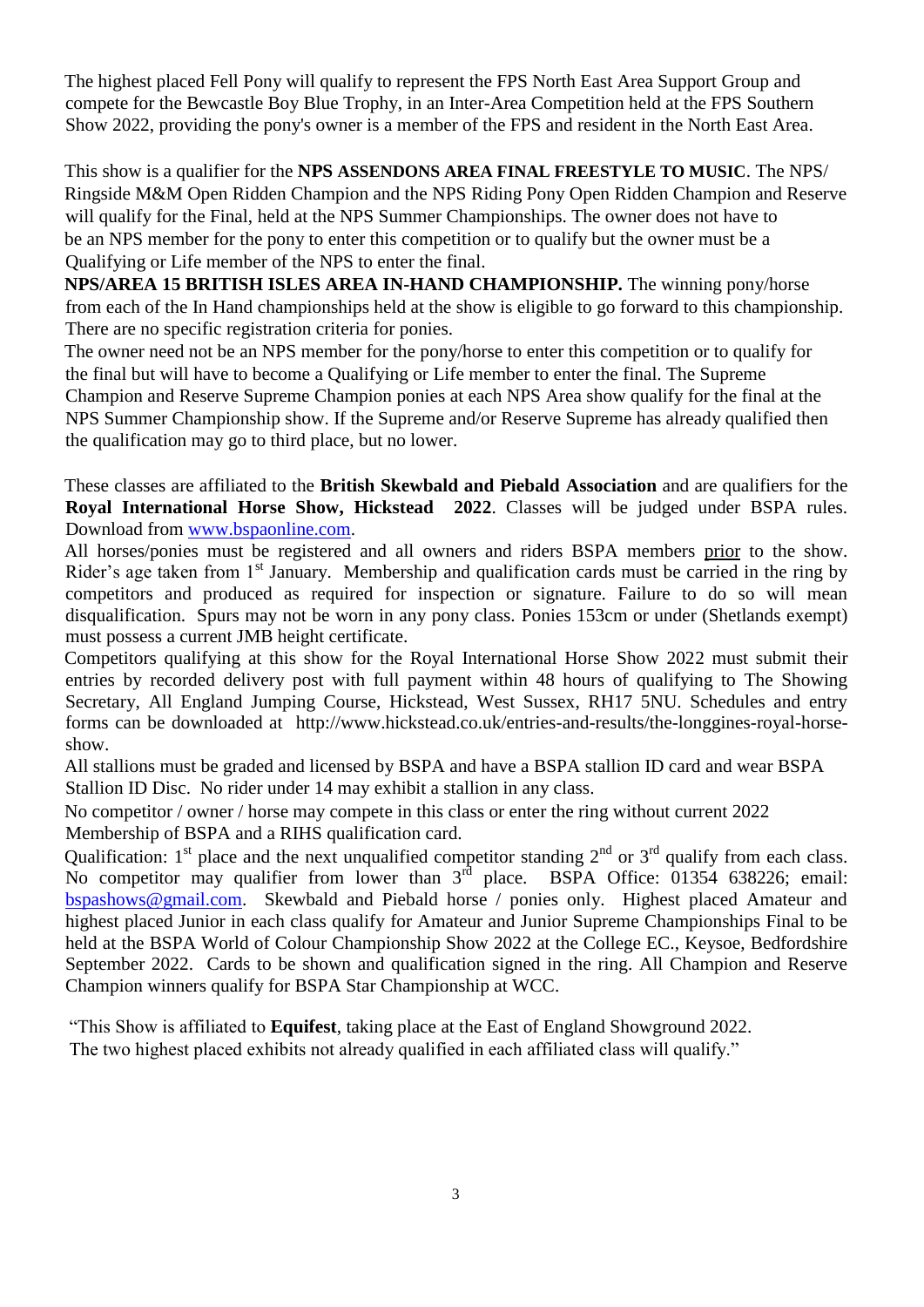The highest placed Fell Pony will qualify to represent the FPS North East Area Support Group and compete for the Bewcastle Boy Blue Trophy, in an Inter-Area Competition held at the FPS Southern Show 2022, providing the pony's owner is a member of the FPS and resident in the North East Area.

This show is a qualifier for the **NPS ASSENDONS AREA FINAL FREESTYLE TO MUSIC**. The NPS/ Ringside M&M Open Ridden Champion and the NPS Riding Pony Open Ridden Champion and Reserve will qualify for the Final, held at the NPS Summer Championships. The owner does not have to be an NPS member for the pony to enter this competition or to qualify but the owner must be a Qualifying or Life member of the NPS to enter the final.

**NPS/AREA 15 BRITISH ISLES AREA IN-HAND CHAMPIONSHIP.** The winning pony/horse from each of the In Hand championships held at the show is eligible to go forward to this championship. There are no specific registration criteria for ponies.

The owner need not be an NPS member for the pony/horse to enter this competition or to qualify for the final but will have to become a Qualifying or Life member to enter the final. The Supreme Champion and Reserve Supreme Champion ponies at each NPS Area show qualify for the final at the NPS Summer Championship show. If the Supreme and/or Reserve Supreme has already qualified then the qualification may go to third place, but no lower.

These classes are affiliated to the **British Skewbald and Piebald Association** and are qualifiers for the **Royal International Horse Show, Hickstead 2022**. Classes will be judged under BSPA rules. Download from www.bspaonline.com.

All horses/ponies must be registered and all owners and riders BSPA members prior to the show. Rider's age taken from 1st January. Membership and qualification cards must be carried in the ring by competitors and produced as required for inspection or signature. Failure to do so will mean disqualification. Spurs may not be worn in any pony class. Ponies 153cm or under (Shetlands exempt) must possess a current JMB height certificate.

Competitors qualifying at this show for the Royal International Horse Show 2022 must submit their entries by recorded delivery post with full payment within 48 hours of qualifying to The Showing Secretary, All England Jumping Course, Hickstead, West Sussex, RH17 5NU. Schedules and entry forms can be downloaded at http://www.hickstead.co.uk/entries-and-results/the-longgines-royal-horse-show.

All stallions must be graded and licensed by BSPA and have a BSPA stallion ID card and wear BSPA Stallion ID Disc. No rider under 14 may exhibit a stallion in any class.

No competitor / owner / horse may compete in this class or enter the ring without current 2022 Membership of BSPA and a RIHS qualification card.

Qualification: 1st place and the next unqualified competitor standing 2nd or 3rd qualify from each class. No competitor may qualifier from lower than 3rd place. BSPA Office: 01354 638226; email: bspashows@gmail.com. Skewbald and Piebald horse / ponies only. Highest placed Amateur and highest placed Junior in each class qualify for Amateur and Junior Supreme Championships Final to be held at the BSPA World of Colour Championship Show 2022 at the College EC., Keysoe, Bedfordshire September 2022. Cards to be shown and qualification signed in the ring. All Champion and Reserve Champion winners qualify for BSPA Star Championship at WCC.

"This Show is affiliated to **Equifest**, taking place at the East of England Showground 2022. The two highest placed exhibits not already qualified in each affiliated class will qualify."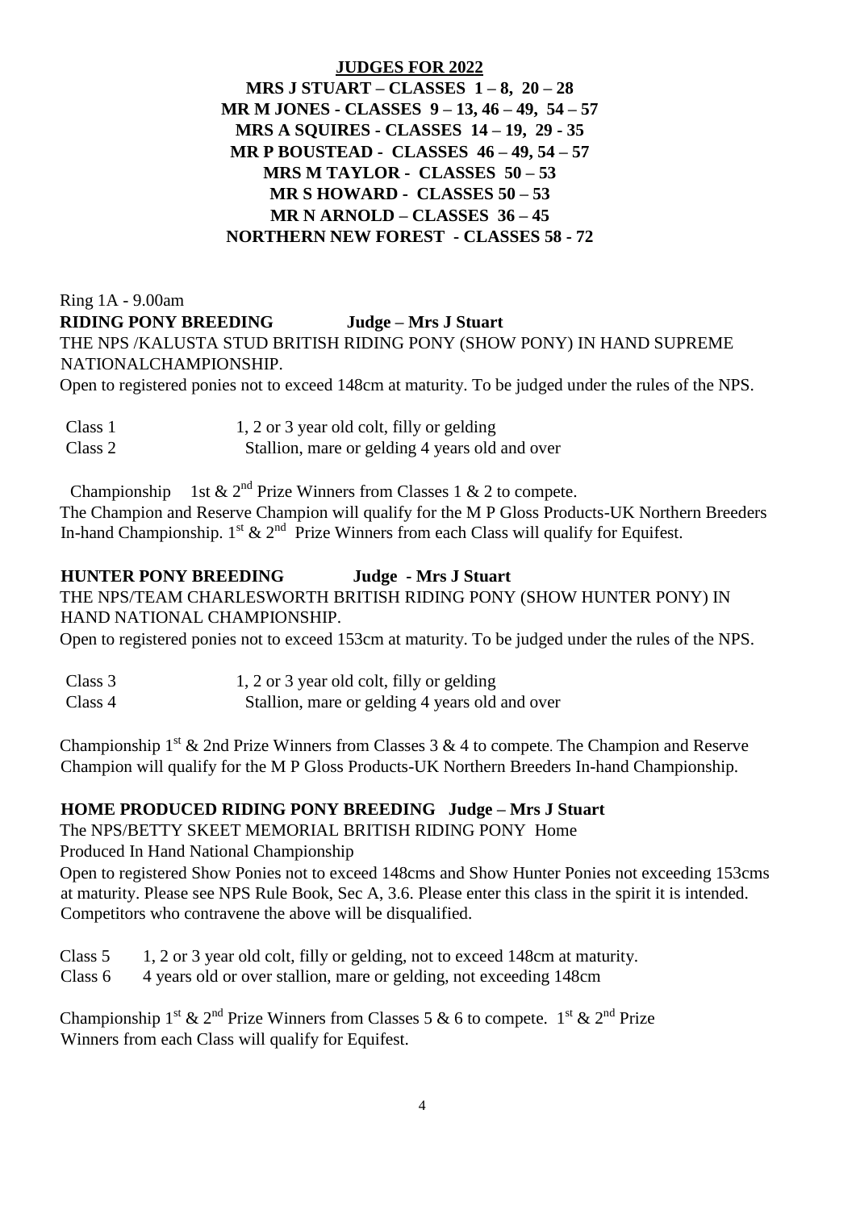**JUDGES FOR 2022**

**MRS J STUART – CLASSES 1 – 8, 20 – 28**
**MR M JONES - CLASSES 9 – 13, 46 – 49, 54 – 57**
**MRS A SQUIRES - CLASSES 14 – 19, 29 - 35**
**MR P BOUSTEAD - CLASSES 46 – 49, 54 – 57**
**MRS M TAYLOR - CLASSES 50 – 53**
**MR S HOWARD - CLASSES 50 – 53**
**MR N ARNOLD – CLASSES 36 – 45**
**NORTHERN NEW FOREST - CLASSES 58 - 72**

Ring 1A - 9.00am

**RIDING PONY BREEDING Judge – Mrs J Stuart**

THE NPS /KALUSTA STUD BRITISH RIDING PONY (SHOW PONY) IN HAND SUPREME NATIONALCHAMPIONSHIP.

Open to registered ponies not to exceed 148cm at maturity. To be judged under the rules of the NPS.

| | |
|---|---|
| Class 1 | 1, 2 or 3 year old colt, filly or gelding |
| Class 2 | Stallion, mare or gelding 4 years old and over |

Championship 1st & 2nd Prize Winners from Classes 1 & 2 to compete.
The Champion and Reserve Champion will qualify for the M P Gloss Products-UK Northern Breeders In-hand Championship. 1st & 2nd Prize Winners from each Class will qualify for Equifest.

**HUNTER PONY BREEDING Judge - Mrs J Stuart**

THE NPS/TEAM CHARLESWORTH BRITISH RIDING PONY (SHOW HUNTER PONY) IN HAND NATIONAL CHAMPIONSHIP.

Open to registered ponies not to exceed 153cm at maturity. To be judged under the rules of the NPS.

| | |
|---|---|
| Class 3 | 1, 2 or 3 year old colt, filly or gelding |
| Class 4 | Stallion, mare or gelding 4 years old and over |

Championship 1st & 2nd Prize Winners from Classes 3 & 4 to compete. The Champion and Reserve Champion will qualify for the M P Gloss Products-UK Northern Breeders In-hand Championship.

**HOME PRODUCED RIDING PONY BREEDING Judge – Mrs J Stuart**

The NPS/BETTY SKEET MEMORIAL BRITISH RIDING PONY Home Produced In Hand National Championship

Open to registered Show Ponies not to exceed 148cms and Show Hunter Ponies not exceeding 153cms at maturity. Please see NPS Rule Book, Sec A, 3.6. Please enter this class in the spirit it is intended. Competitors who contravene the above will be disqualified.

| | |
|---|---|
| Class 5 | 1, 2 or 3 year old colt, filly or gelding, not to exceed 148cm at maturity. |
| Class 6 | 4 years old or over stallion, mare or gelding, not exceeding 148cm |

Championship 1st & 2nd Prize Winners from Classes 5 & 6 to compete. 1st & 2nd Prize Winners from each Class will qualify for Equifest.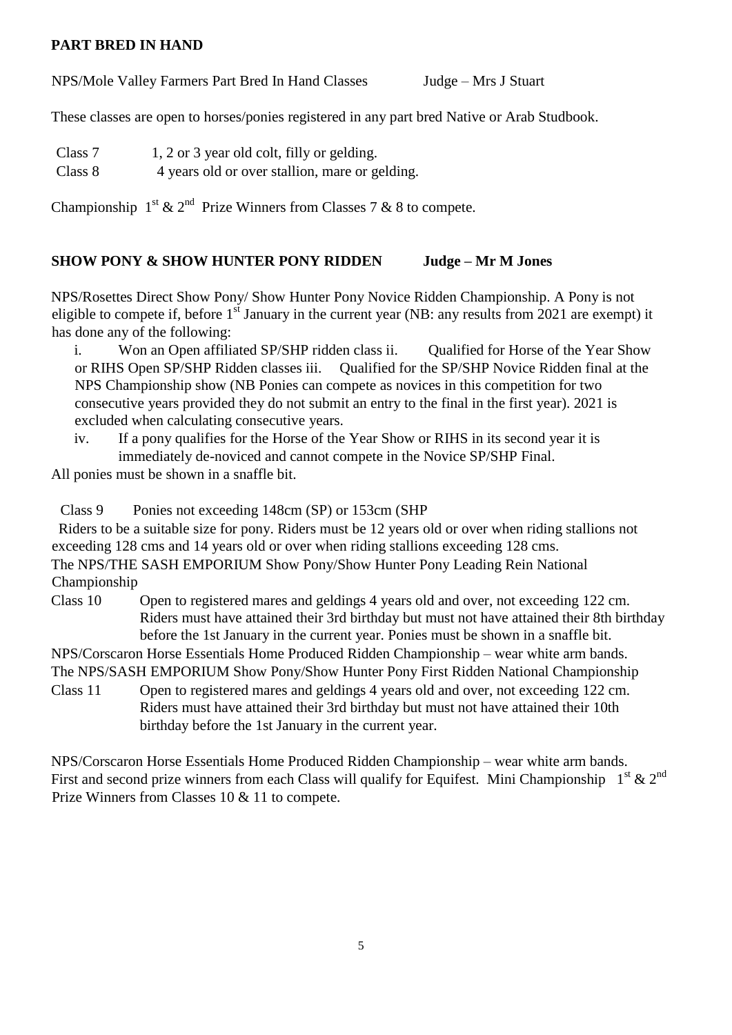**PART BRED IN HAND**

NPS/Mole Valley Farmers Part Bred In Hand Classes Judge – Mrs J Stuart

These classes are open to horses/ponies registered in any part bred Native or Arab Studbook.

Class 7 1, 2 or 3 year old colt, filly or gelding.
Class 8 4 years old or over stallion, mare or gelding.

Championship 1st & 2nd Prize Winners from Classes 7 & 8 to compete.

**SHOW PONY & SHOW HUNTER PONY RIDDEN Judge – Mr M Jones**

NPS/Rosettes Direct Show Pony/ Show Hunter Pony Novice Ridden Championship. A Pony is not eligible to compete if, before 1st January in the current year (NB: any results from 2021 are exempt) it has done any of the following:

i. Won an Open affiliated SP/SHP ridden class
ii. Qualified for Horse of the Year Show or RIHS Open SP/SHP Ridden classes
iii. Qualified for the SP/SHP Novice Ridden final at the NPS Championship show (NB Ponies can compete as novices in this competition for two consecutive years provided they do not submit an entry to the final in the first year). 2021 is excluded when calculating consecutive years.
iv. If a pony qualifies for the Horse of the Year Show or RIHS in its second year it is immediately de-noviced and cannot compete in the Novice SP/SHP Final.

All ponies must be shown in a snaffle bit.

Class 9 Ponies not exceeding 148cm (SP) or 153cm (SHP

Riders to be a suitable size for pony. Riders must be 12 years old or over when riding stallions not exceeding 128 cms and 14 years old or over when riding stallions exceeding 128 cms.

The NPS/THE SASH EMPORIUM Show Pony/Show Hunter Pony Leading Rein National Championship

Class 10 Open to registered mares and geldings 4 years old and over, not exceeding 122 cm. Riders must have attained their 3rd birthday but must not have attained their 8th birthday before the 1st January in the current year. Ponies must be shown in a snaffle bit.

NPS/Corscaron Horse Essentials Home Produced Ridden Championship – wear white arm bands.

The NPS/SASH EMPORIUM Show Pony/Show Hunter Pony First Ridden National Championship

Class 11 Open to registered mares and geldings 4 years old and over, not exceeding 122 cm. Riders must have attained their 3rd birthday but must not have attained their 10th birthday before the 1st January in the current year.

NPS/Corscaron Horse Essentials Home Produced Ridden Championship – wear white arm bands.
First and second prize winners from each Class will qualify for Equifest. Mini Championship 1st & 2nd Prize Winners from Classes 10 & 11 to compete.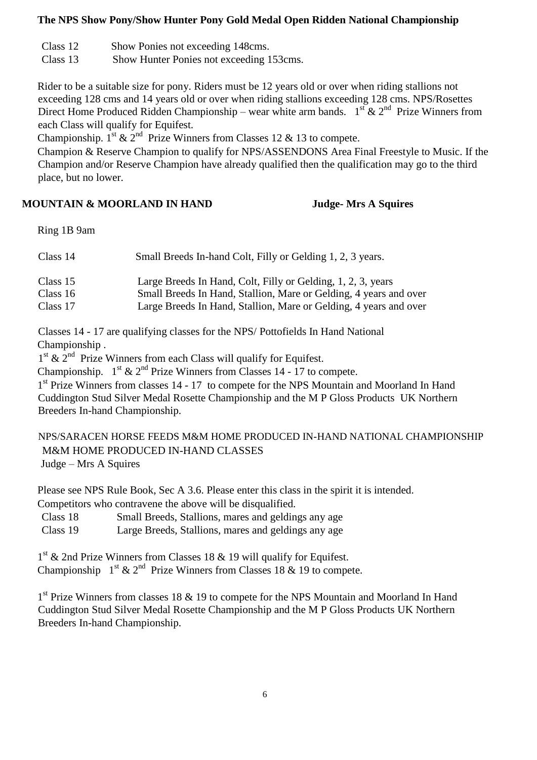**The NPS Show Pony/Show Hunter Pony Gold Medal Open Ridden National Championship**

Class 12 Show Ponies not exceeding 148cms.
Class 13 Show Hunter Ponies not exceeding 153cms.

Rider to be a suitable size for pony. Riders must be 12 years old or over when riding stallions not exceeding 128 cms and 14 years old or over when riding stallions exceeding 128 cms. NPS/Rosettes Direct Home Produced Ridden Championship – wear white arm bands. 1st & 2nd Prize Winners from each Class will qualify for Equifest.
Championship. 1st & 2nd Prize Winners from Classes 12 & 13 to compete.
Champion & Reserve Champion to qualify for NPS/ASSENDONS Area Final Freestyle to Music. If the Champion and/or Reserve Champion have already qualified then the qualification may go to the third place, but no lower.

**MOUNTAIN & MOORLAND IN HAND** **Judge- Mrs A Squires**

Ring 1B 9am

Class 14 Small Breeds In-hand Colt, Filly or Gelding 1, 2, 3 years.

Class 15 Large Breeds In Hand, Colt, Filly or Gelding, 1, 2, 3, years
Class 16 Small Breeds In Hand, Stallion, Mare or Gelding, 4 years and over
Class 17 Large Breeds In Hand, Stallion, Mare or Gelding, 4 years and over

Classes 14 - 17 are qualifying classes for the NPS/ Pottofields In Hand National Championship .
1st & 2nd Prize Winners from each Class will qualify for Equifest.
Championship. 1st & 2nd Prize Winners from Classes 14 - 17 to compete.
1st Prize Winners from classes 14 - 17 to compete for the NPS Mountain and Moorland In Hand Cuddington Stud Silver Medal Rosette Championship and the M P Gloss Products UK Northern Breeders In-hand Championship.

NPS/SARACEN HORSE FEEDS M&M HOME PRODUCED IN-HAND NATIONAL CHAMPIONSHIP
M&M HOME PRODUCED IN-HAND CLASSES
Judge – Mrs A Squires

Please see NPS Rule Book, Sec A 3.6. Please enter this class in the spirit it is intended.
Competitors who contravene the above will be disqualified.
Class 18 Small Breeds, Stallions, mares and geldings any age
Class 19 Large Breeds, Stallions, mares and geldings any age

1st & 2nd Prize Winners from Classes 18 & 19 will qualify for Equifest.
Championship 1st & 2nd Prize Winners from Classes 18 & 19 to compete.

1st Prize Winners from classes 18 & 19 to compete for the NPS Mountain and Moorland In Hand Cuddington Stud Silver Medal Rosette Championship and the M P Gloss Products UK Northern Breeders In-hand Championship.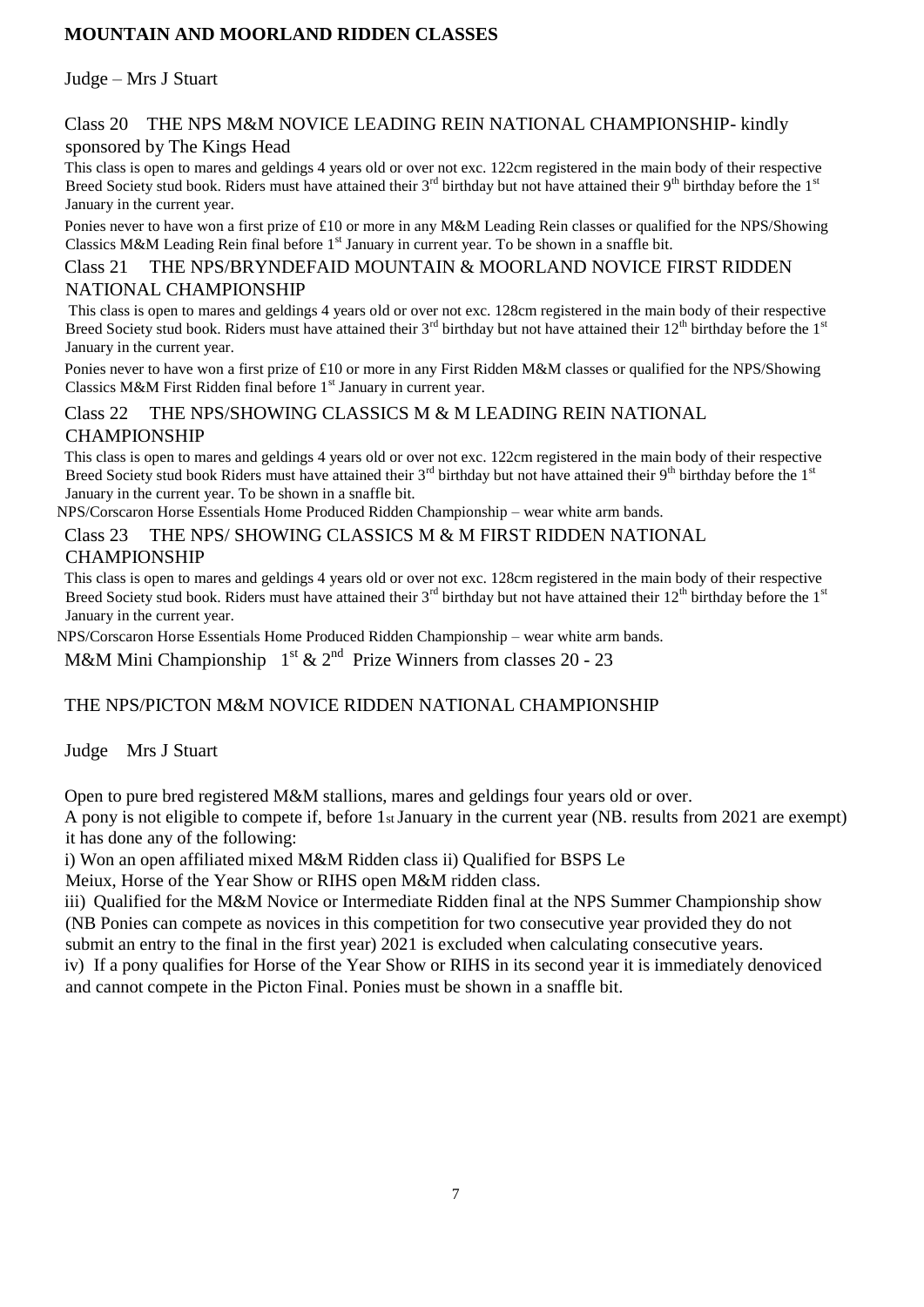## MOUNTAIN AND MOORLAND RIDDEN CLASSES

Judge – Mrs J Stuart

### Class 20 THE NPS M&M NOVICE LEADING REIN NATIONAL CHAMPIONSHIP- kindly sponsored by The Kings Head

This class is open to mares and geldings 4 years old or over not exc. 122cm registered in the main body of their respective Breed Society stud book. Riders must have attained their 3rd birthday but not have attained their 9th birthday before the 1st January in the current year.

Ponies never to have won a first prize of £10 or more in any M&M Leading Rein classes or qualified for the NPS/Showing Classics M&M Leading Rein final before 1st January in current year. To be shown in a snaffle bit.

### Class 21 THE NPS/BRYNDEFAID MOUNTAIN & MOORLAND NOVICE FIRST RIDDEN NATIONAL CHAMPIONSHIP

This class is open to mares and geldings 4 years old or over not exc. 128cm registered in the main body of their respective Breed Society stud book. Riders must have attained their 3rd birthday but not have attained their 12th birthday before the 1st January in the current year.

Ponies never to have won a first prize of £10 or more in any First Ridden M&M classes or qualified for the NPS/Showing Classics M&M First Ridden final before 1st January in current year.

### Class 22 THE NPS/SHOWING CLASSICS M & M LEADING REIN NATIONAL CHAMPIONSHIP

This class is open to mares and geldings 4 years old or over not exc. 122cm registered in the main body of their respective Breed Society stud book Riders must have attained their 3rd birthday but not have attained their 9th birthday before the 1st January in the current year. To be shown in a snaffle bit.

NPS/Corscaron Horse Essentials Home Produced Ridden Championship – wear white arm bands.

### Class 23 THE NPS/ SHOWING CLASSICS M & M FIRST RIDDEN NATIONAL CHAMPIONSHIP

This class is open to mares and geldings 4 years old or over not exc. 128cm registered in the main body of their respective Breed Society stud book. Riders must have attained their 3rd birthday but not have attained their 12th birthday before the 1st January in the current year.

NPS/Corscaron Horse Essentials Home Produced Ridden Championship – wear white arm bands.

M&M Mini Championship 1st & 2nd Prize Winners from classes 20 - 23

### THE NPS/PICTON M&M NOVICE RIDDEN NATIONAL CHAMPIONSHIP

Judge Mrs J Stuart

Open to pure bred registered M&M stallions, mares and geldings four years old or over.

A pony is not eligible to compete if, before 1st January in the current year (NB. results from 2021 are exempt) it has done any of the following:

i) Won an open affiliated mixed M&M Ridden class ii) Qualified for BSPS Le Meiux, Horse of the Year Show or RIHS open M&M ridden class.

iii) Qualified for the M&M Novice or Intermediate Ridden final at the NPS Summer Championship show (NB Ponies can compete as novices in this competition for two consecutive year provided they do not submit an entry to the final in the first year) 2021 is excluded when calculating consecutive years.

iv) If a pony qualifies for Horse of the Year Show or RIHS in its second year it is immediately denoviced and cannot compete in the Picton Final. Ponies must be shown in a snaffle bit.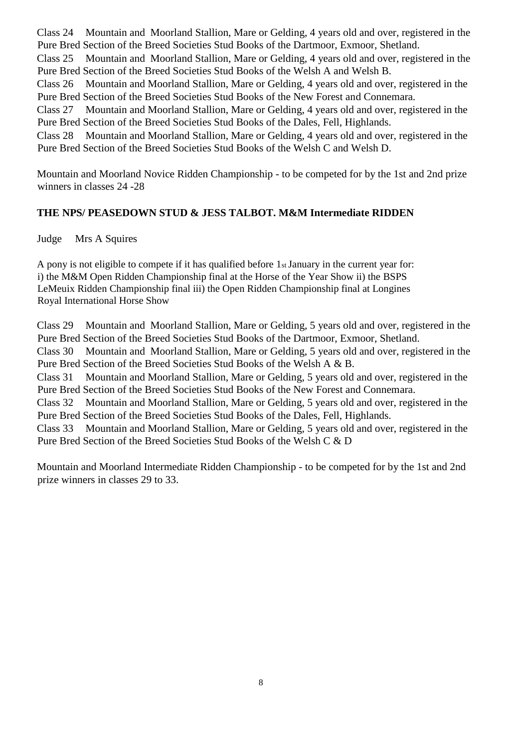Class 24 Mountain and Moorland Stallion, Mare or Gelding, 4 years old and over, registered in the Pure Bred Section of the Breed Societies Stud Books of the Dartmoor, Exmoor, Shetland.

Class 25 Mountain and Moorland Stallion, Mare or Gelding, 4 years old and over, registered in the Pure Bred Section of the Breed Societies Stud Books of the Welsh A and Welsh B.

Class 26 Mountain and Moorland Stallion, Mare or Gelding, 4 years old and over, registered in the Pure Bred Section of the Breed Societies Stud Books of the New Forest and Connemara.

Class 27 Mountain and Moorland Stallion, Mare or Gelding, 4 years old and over, registered in the Pure Bred Section of the Breed Societies Stud Books of the Dales, Fell, Highlands.

Class 28 Mountain and Moorland Stallion, Mare or Gelding, 4 years old and over, registered in the Pure Bred Section of the Breed Societies Stud Books of the Welsh C and Welsh D.

Mountain and Moorland Novice Ridden Championship - to be competed for by the 1st and 2nd prize winners in classes 24 -28

**THE NPS/ PEASEDOWN STUD & JESS TALBOT. M&M Intermediate RIDDEN**

Judge Mrs A Squires

A pony is not eligible to compete if it has qualified before 1st January in the current year for: i) the M&M Open Ridden Championship final at the Horse of the Year Show ii) the BSPS LeMeuix Ridden Championship final iii) the Open Ridden Championship final at Longines Royal International Horse Show

Class 29 Mountain and Moorland Stallion, Mare or Gelding, 5 years old and over, registered in the Pure Bred Section of the Breed Societies Stud Books of the Dartmoor, Exmoor, Shetland.

Class 30 Mountain and Moorland Stallion, Mare or Gelding, 5 years old and over, registered in the Pure Bred Section of the Breed Societies Stud Books of the Welsh A & B.

Class 31 Mountain and Moorland Stallion, Mare or Gelding, 5 years old and over, registered in the Pure Bred Section of the Breed Societies Stud Books of the New Forest and Connemara.

Class 32 Mountain and Moorland Stallion, Mare or Gelding, 5 years old and over, registered in the Pure Bred Section of the Breed Societies Stud Books of the Dales, Fell, Highlands.

Class 33 Mountain and Moorland Stallion, Mare or Gelding, 5 years old and over, registered in the Pure Bred Section of the Breed Societies Stud Books of the Welsh C & D

Mountain and Moorland Intermediate Ridden Championship - to be competed for by the 1st and 2nd prize winners in classes 29 to 33.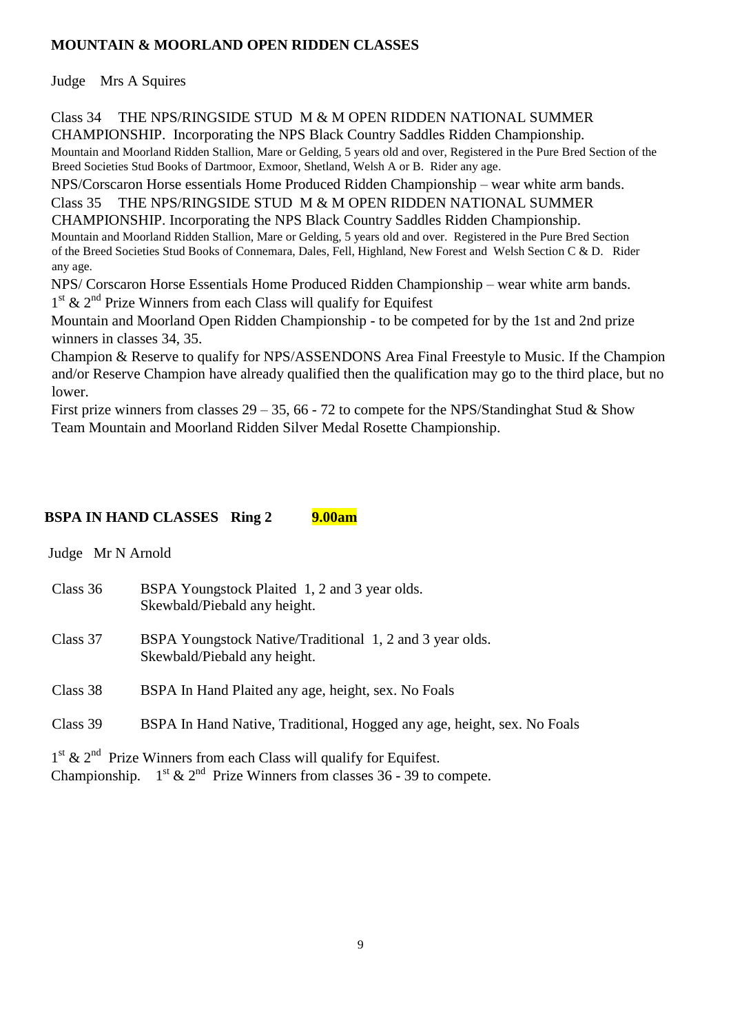## MOUNTAIN & MOORLAND OPEN RIDDEN CLASSES

Judge Mrs A Squires

Class 34 THE NPS/RINGSIDE STUD M & M OPEN RIDDEN NATIONAL SUMMER CHAMPIONSHIP. Incorporating the NPS Black Country Saddles Ridden Championship.
Mountain and Moorland Ridden Stallion, Mare or Gelding, 5 years old and over, Registered in the Pure Bred Section of the Breed Societies Stud Books of Dartmoor, Exmoor, Shetland, Welsh A or B. Rider any age.

NPS/Corscaron Horse essentials Home Produced Ridden Championship – wear white arm bands.

Class 35 THE NPS/RINGSIDE STUD M & M OPEN RIDDEN NATIONAL SUMMER CHAMPIONSHIP. Incorporating the NPS Black Country Saddles Ridden Championship.
Mountain and Moorland Ridden Stallion, Mare or Gelding, 5 years old and over. Registered in the Pure Bred Section of the Breed Societies Stud Books of Connemara, Dales, Fell, Highland, New Forest and Welsh Section C & D. Rider any age.

NPS/ Corscaron Horse Essentials Home Produced Ridden Championship – wear white arm bands.

1st & 2nd Prize Winners from each Class will qualify for Equifest

Mountain and Moorland Open Ridden Championship - to be competed for by the 1st and 2nd prize winners in classes 34, 35.

Champion & Reserve to qualify for NPS/ASSENDONS Area Final Freestyle to Music. If the Champion and/or Reserve Champion have already qualified then the qualification may go to the third place, but no lower.

First prize winners from classes 29 – 35, 66 - 72 to compete for the NPS/Standinghat Stud & Show Team Mountain and Moorland Ridden Silver Medal Rosette Championship.

## BSPA IN HAND CLASSES Ring 2 9.00am

Judge Mr N Arnold

Class 36 BSPA Youngstock Plaited 1, 2 and 3 year olds.
Skewbald/Piebald any height.

Class 37 BSPA Youngstock Native/Traditional 1, 2 and 3 year olds.
Skewbald/Piebald any height.

Class 38 BSPA In Hand Plaited any age, height, sex. No Foals

Class 39 BSPA In Hand Native, Traditional, Hogged any age, height, sex. No Foals

1st & 2nd Prize Winners from each Class will qualify for Equifest.
Championship. 1st & 2nd Prize Winners from classes 36 - 39 to compete.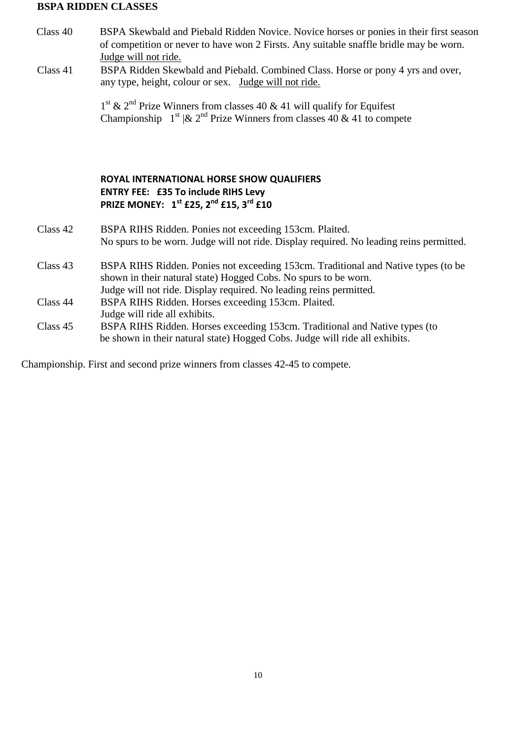**BSPA RIDDEN CLASSES**

Class 40 BSPA Skewbald and Piebald Ridden Novice. Novice horses or ponies in their first season of competition or never to have won 2 Firsts. Any suitable snaffle bridle may be worn. Judge will not ride.

Class 41 BSPA Ridden Skewbald and Piebald. Combined Class. Horse or pony 4 yrs and over, any type, height, colour or sex. Judge will not ride.

1st & 2nd Prize Winners from classes 40 & 41 will qualify for Equifest Championship 1st |& 2nd Prize Winners from classes 40 & 41 to compete

**ROYAL INTERNATIONAL HORSE SHOW QUALIFIERS**
**ENTRY FEE: £35 To include RIHS Levy**
**PRIZE MONEY: 1st £25, 2nd £15, 3rd £10**

Class 42 BSPA RIHS Ridden. Ponies not exceeding 153cm. Plaited. No spurs to be worn. Judge will not ride. Display required. No leading reins permitted.

Class 43 BSPA RIHS Ridden. Ponies not exceeding 153cm. Traditional and Native types (to be shown in their natural state) Hogged Cobs. No spurs to be worn. Judge will not ride. Display required. No leading reins permitted.

Class 44 BSPA RIHS Ridden. Horses exceeding 153cm. Plaited. Judge will ride all exhibits.

Class 45 BSPA RIHS Ridden. Horses exceeding 153cm. Traditional and Native types (to be shown in their natural state) Hogged Cobs. Judge will ride all exhibits.

Championship. First and second prize winners from classes 42-45 to compete.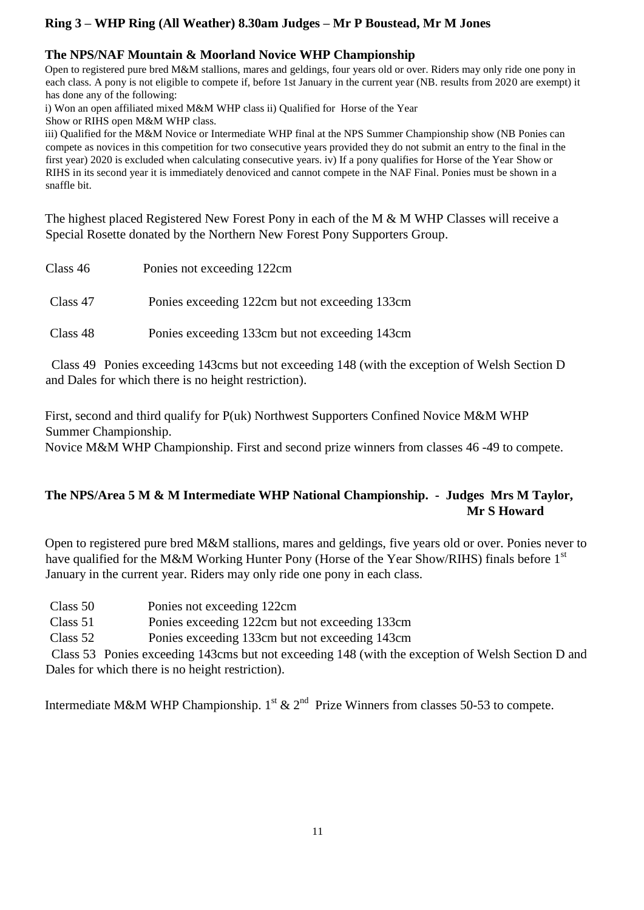## Ring 3 – WHP Ring (All Weather) 8.30am Judges – Mr P Boustead, Mr M Jones

### The NPS/NAF Mountain & Moorland Novice WHP Championship

Open to registered pure bred M&M stallions, mares and geldings, four years old or over. Riders may only ride one pony in each class. A pony is not eligible to compete if, before 1st January in the current year (NB. results from 2020 are exempt) it has done any of the following:

i) Won an open affiliated mixed M&M WHP class ii) Qualified for Horse of the Year Show or RIHS open M&M WHP class.

iii) Qualified for the M&M Novice or Intermediate WHP final at the NPS Summer Championship show (NB Ponies can compete as novices in this competition for two consecutive years provided they do not submit an entry to the final in the first year) 2020 is excluded when calculating consecutive years. iv) If a pony qualifies for Horse of the Year Show or RIHS in its second year it is immediately denoviced and cannot compete in the NAF Final. Ponies must be shown in a snaffle bit.

The highest placed Registered New Forest Pony in each of the M & M WHP Classes will receive a Special Rosette donated by the Northern New Forest Pony Supporters Group.

Class 46 Ponies not exceeding 122cm

Class 47 Ponies exceeding 122cm but not exceeding 133cm

Class 48 Ponies exceeding 133cm but not exceeding 143cm

Class 49 Ponies exceeding 143cms but not exceeding 148 (with the exception of Welsh Section D and Dales for which there is no height restriction).

First, second and third qualify for P(uk) Northwest Supporters Confined Novice M&M WHP Summer Championship.
Novice M&M WHP Championship. First and second prize winners from classes 46 -49 to compete.

### The NPS/Area 5 M & M Intermediate WHP National Championship. - Judges Mrs M Taylor, Mr S Howard

Open to registered pure bred M&M stallions, mares and geldings, five years old or over. Ponies never to have qualified for the M&M Working Hunter Pony (Horse of the Year Show/RIHS) finals before 1st January in the current year. Riders may only ride one pony in each class.

Class 50 Ponies not exceeding 122cm
Class 51 Ponies exceeding 122cm but not exceeding 133cm
Class 52 Ponies exceeding 133cm but not exceeding 143cm
Class 53 Ponies exceeding 143cms but not exceeding 148 (with the exception of Welsh Section D and Dales for which there is no height restriction).

Intermediate M&M WHP Championship. 1st & 2nd Prize Winners from classes 50-53 to compete.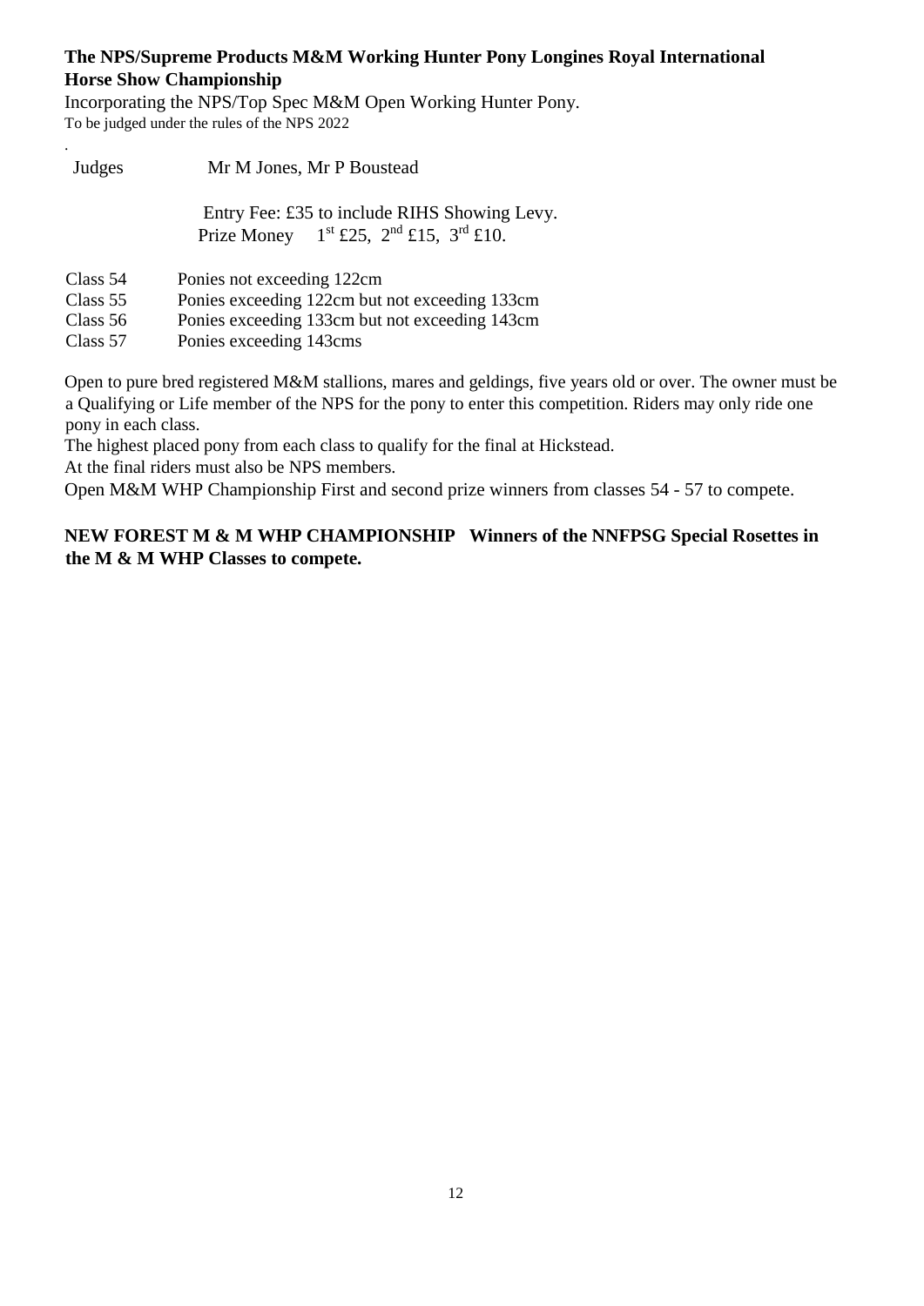**The NPS/Supreme Products M&M Working Hunter Pony Longines Royal International Horse Show Championship**

Incorporating the NPS/Top Spec M&M Open Working Hunter Pony.
To be judged under the rules of the NPS 2022

.

Judges Mr M Jones, Mr P Boustead

Entry Fee: £35 to include RIHS Showing Levy.
Prize Money 1st £25, 2nd £15, 3rd £10.

| | |
|---|---|
| Class 54 | Ponies not exceeding 122cm |
| Class 55 | Ponies exceeding 122cm but not exceeding 133cm |
| Class 56 | Ponies exceeding 133cm but not exceeding 143cm |
| Class 57 | Ponies exceeding 143cms |

Open to pure bred registered M&M stallions, mares and geldings, five years old or over. The owner must be a Qualifying or Life member of the NPS for the pony to enter this competition. Riders may only ride one pony in each class.

The highest placed pony from each class to qualify for the final at Hickstead.

At the final riders must also be NPS members.

Open M&M WHP Championship First and second prize winners from classes 54 - 57 to compete.

**NEW FOREST M & M WHP CHAMPIONSHIP Winners of the NNFPSG Special Rosettes in the M & M WHP Classes to compete.**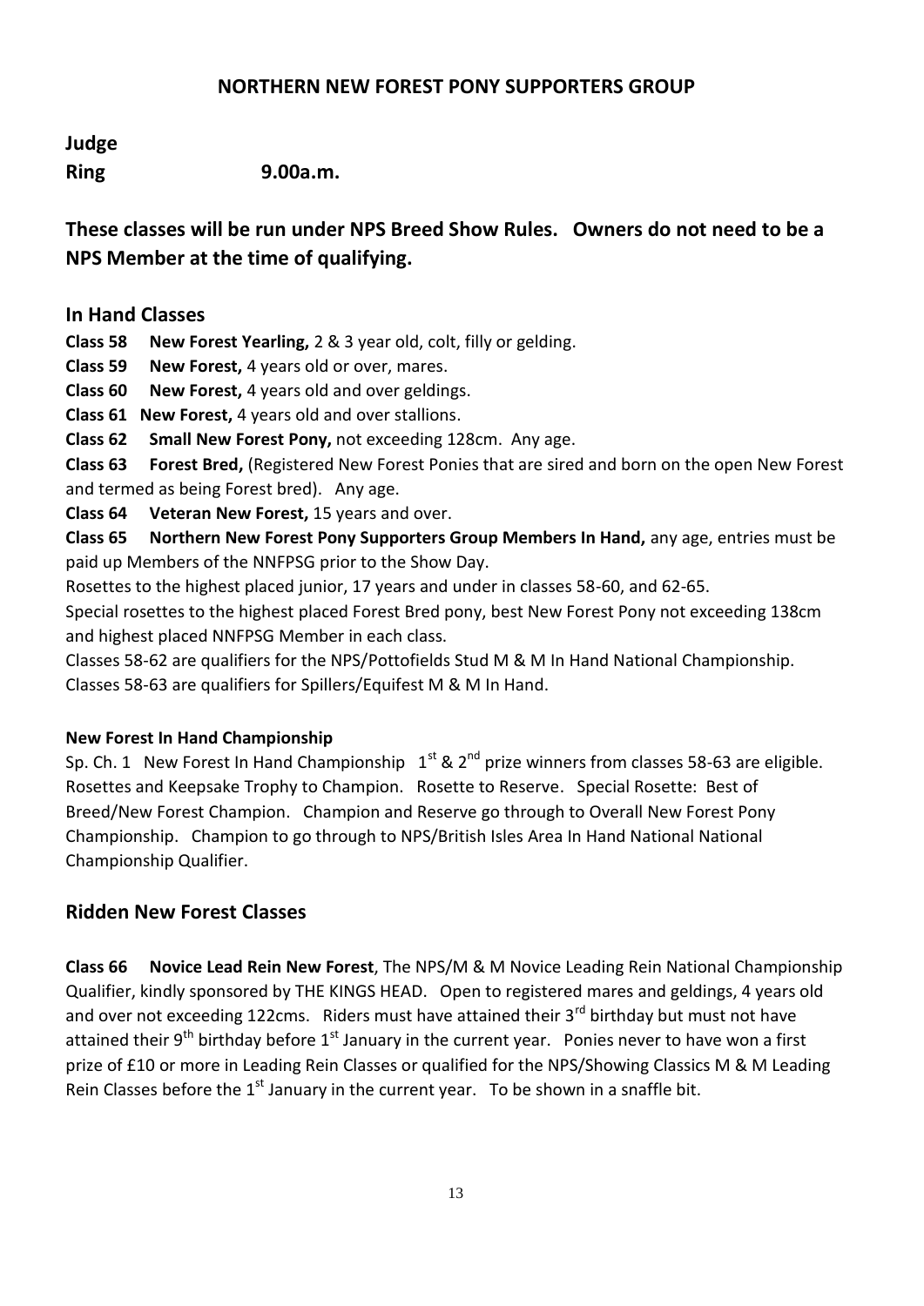## NORTHERN NEW FOREST PONY SUPPORTERS GROUP

**Judge**

**Ring 9.00a.m.**

### These classes will be run under NPS Breed Show Rules. Owners do not need to be a NPS Member at the time of qualifying.

### In Hand Classes

**Class 58 New Forest Yearling,** 2 & 3 year old, colt, filly or gelding.

**Class 59 New Forest,** 4 years old or over, mares.

**Class 60 New Forest,** 4 years old and over geldings.

**Class 61 New Forest,** 4 years old and over stallions.

**Class 62 Small New Forest Pony,** not exceeding 128cm. Any age.

**Class 63 Forest Bred,** (Registered New Forest Ponies that are sired and born on the open New Forest and termed as being Forest bred). Any age.

**Class 64 Veteran New Forest,** 15 years and over.

**Class 65 Northern New Forest Pony Supporters Group Members In Hand,** any age, entries must be paid up Members of the NNFPSG prior to the Show Day.

Rosettes to the highest placed junior, 17 years and under in classes 58-60, and 62-65.

Special rosettes to the highest placed Forest Bred pony, best New Forest Pony not exceeding 138cm and highest placed NNFPSG Member in each class.

Classes 58-62 are qualifiers for the NPS/Pottofields Stud M & M In Hand National Championship.

Classes 58-63 are qualifiers for Spillers/Equifest M & M In Hand.

#### New Forest In Hand Championship

Sp. Ch. 1 New Forest In Hand Championship 1st & 2nd prize winners from classes 58-63 are eligible. Rosettes and Keepsake Trophy to Champion. Rosette to Reserve. Special Rosette: Best of Breed/New Forest Champion. Champion and Reserve go through to Overall New Forest Pony Championship. Champion to go through to NPS/British Isles Area In Hand National National Championship Qualifier.

### Ridden New Forest Classes

**Class 66 Novice Lead Rein New Forest**, The NPS/M & M Novice Leading Rein National Championship Qualifier, kindly sponsored by THE KINGS HEAD. Open to registered mares and geldings, 4 years old and over not exceeding 122cms. Riders must have attained their 3rd birthday but must not have attained their 9th birthday before 1st January in the current year. Ponies never to have won a first prize of £10 or more in Leading Rein Classes or qualified for the NPS/Showing Classics M & M Leading Rein Classes before the 1st January in the current year. To be shown in a snaffle bit.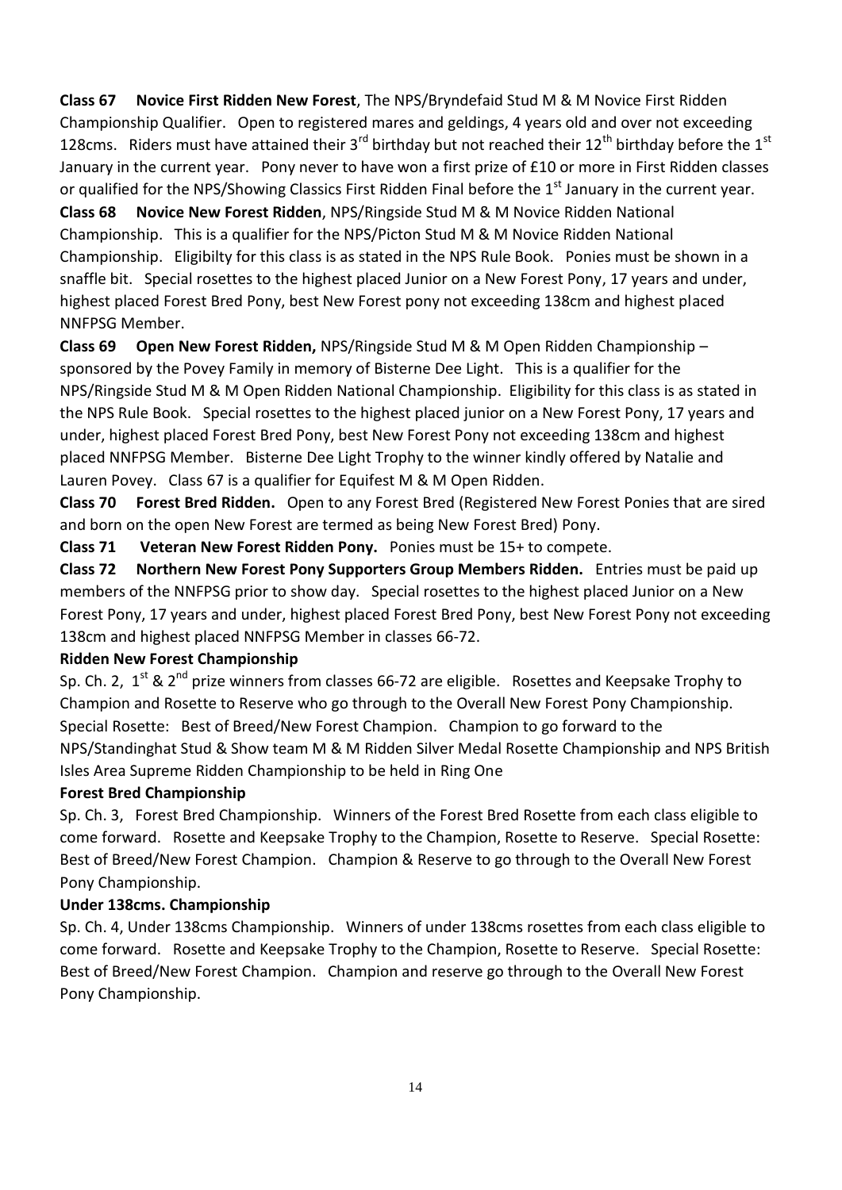**Class 67 Novice First Ridden New Forest**, The NPS/Bryndefaid Stud M & M Novice First Ridden Championship Qualifier. Open to registered mares and geldings, 4 years old and over not exceeding 128cms. Riders must have attained their 3rd birthday but not reached their 12th birthday before the 1st January in the current year. Pony never to have won a first prize of £10 or more in First Ridden classes or qualified for the NPS/Showing Classics First Ridden Final before the 1st January in the current year.

**Class 68 Novice New Forest Ridden**, NPS/Ringside Stud M & M Novice Ridden National Championship. This is a qualifier for the NPS/Picton Stud M & M Novice Ridden National Championship. Eligibilty for this class is as stated in the NPS Rule Book. Ponies must be shown in a snaffle bit. Special rosettes to the highest placed Junior on a New Forest Pony, 17 years and under, highest placed Forest Bred Pony, best New Forest pony not exceeding 138cm and highest placed NNFPSG Member.

**Class 69 Open New Forest Ridden,** NPS/Ringside Stud M & M Open Ridden Championship – sponsored by the Povey Family in memory of Bisterne Dee Light. This is a qualifier for the NPS/Ringside Stud M & M Open Ridden National Championship. Eligibility for this class is as stated in the NPS Rule Book. Special rosettes to the highest placed junior on a New Forest Pony, 17 years and under, highest placed Forest Bred Pony, best New Forest Pony not exceeding 138cm and highest placed NNFPSG Member. Bisterne Dee Light Trophy to the winner kindly offered by Natalie and Lauren Povey. Class 67 is a qualifier for Equifest M & M Open Ridden.

**Class 70 Forest Bred Ridden.** Open to any Forest Bred (Registered New Forest Ponies that are sired and born on the open New Forest are termed as being New Forest Bred) Pony.

**Class 71 Veteran New Forest Ridden Pony.** Ponies must be 15+ to compete.

**Class 72 Northern New Forest Pony Supporters Group Members Ridden.** Entries must be paid up members of the NNFPSG prior to show day. Special rosettes to the highest placed Junior on a New Forest Pony, 17 years and under, highest placed Forest Bred Pony, best New Forest Pony not exceeding 138cm and highest placed NNFPSG Member in classes 66-72.

**Ridden New Forest Championship**

Sp. Ch. 2, 1st & 2nd prize winners from classes 66-72 are eligible. Rosettes and Keepsake Trophy to Champion and Rosette to Reserve who go through to the Overall New Forest Pony Championship. Special Rosette: Best of Breed/New Forest Champion. Champion to go forward to the NPS/Standinghat Stud & Show team M & M Ridden Silver Medal Rosette Championship and NPS British Isles Area Supreme Ridden Championship to be held in Ring One

**Forest Bred Championship**

Sp. Ch. 3, Forest Bred Championship. Winners of the Forest Bred Rosette from each class eligible to come forward. Rosette and Keepsake Trophy to the Champion, Rosette to Reserve. Special Rosette: Best of Breed/New Forest Champion. Champion & Reserve to go through to the Overall New Forest Pony Championship.

**Under 138cms. Championship**

Sp. Ch. 4, Under 138cms Championship. Winners of under 138cms rosettes from each class eligible to come forward. Rosette and Keepsake Trophy to the Champion, Rosette to Reserve. Special Rosette: Best of Breed/New Forest Champion. Champion and reserve go through to the Overall New Forest Pony Championship.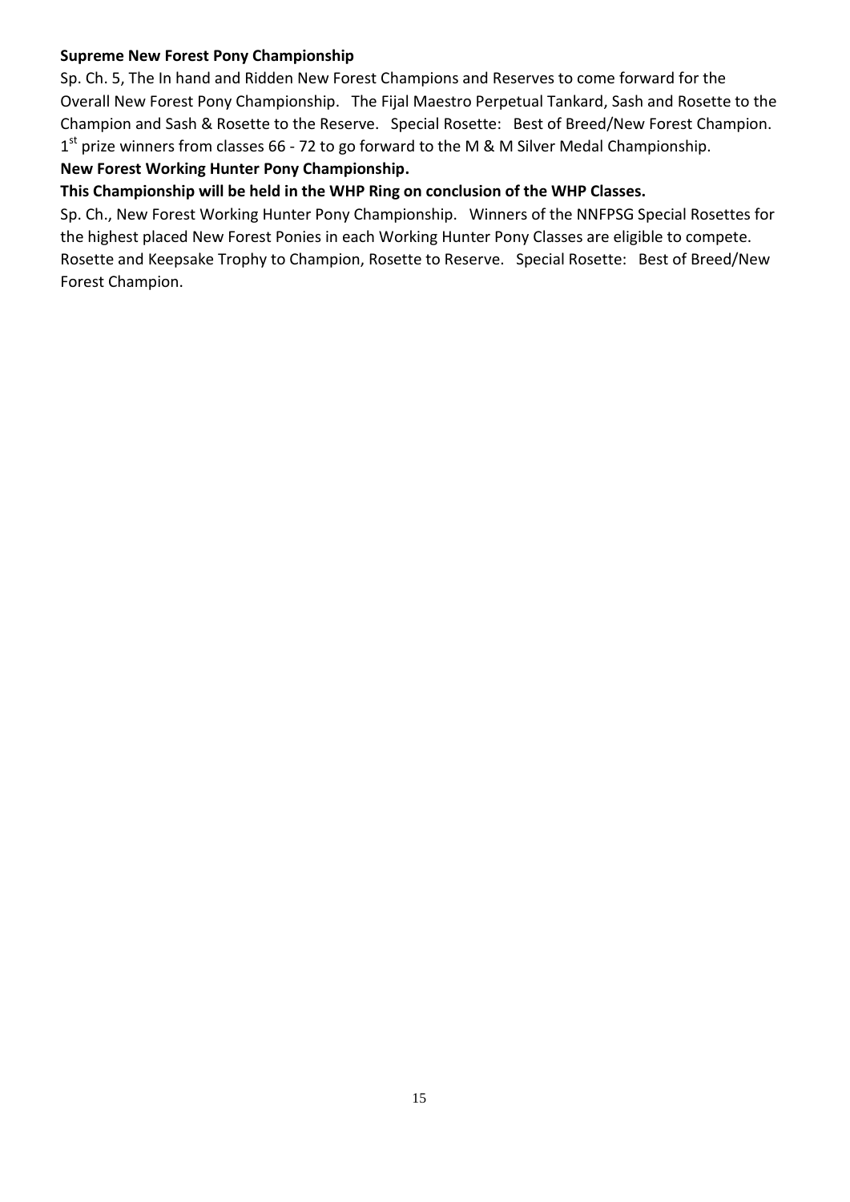**Supreme New Forest Pony Championship**

Sp. Ch. 5, The In hand and Ridden New Forest Champions and Reserves to come forward for the Overall New Forest Pony Championship. The Fijal Maestro Perpetual Tankard, Sash and Rosette to the Champion and Sash & Rosette to the Reserve. Special Rosette: Best of Breed/New Forest Champion. 1st prize winners from classes 66 - 72 to go forward to the M & M Silver Medal Championship.

**New Forest Working Hunter Pony Championship.**

**This Championship will be held in the WHP Ring on conclusion of the WHP Classes.**

Sp. Ch., New Forest Working Hunter Pony Championship. Winners of the NNFPSG Special Rosettes for the highest placed New Forest Ponies in each Working Hunter Pony Classes are eligible to compete. Rosette and Keepsake Trophy to Champion, Rosette to Reserve. Special Rosette: Best of Breed/New Forest Champion.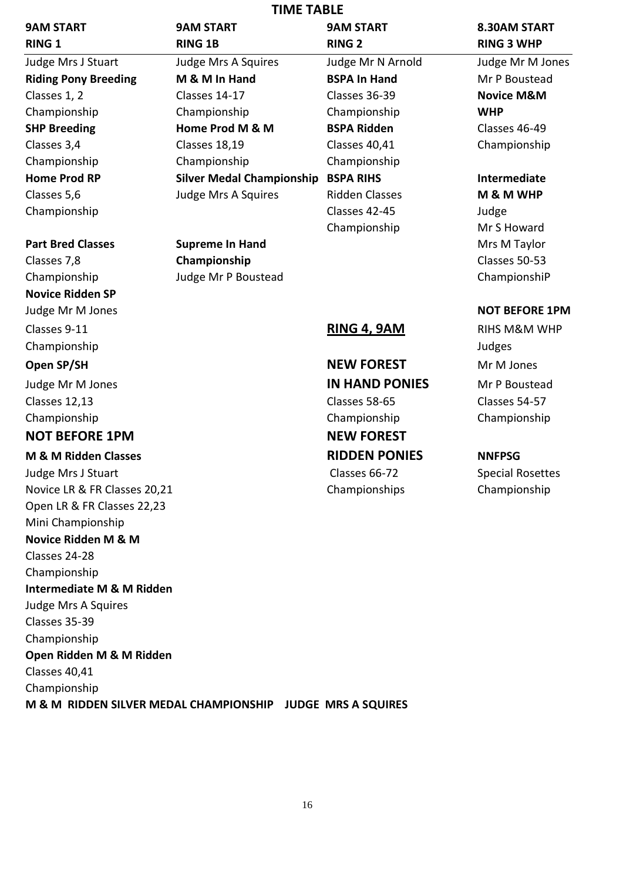# TIME TABLE

## 9AM START — RING 1

Judge Mrs J Stuart

**Riding Pony Breeding**
Classes 1, 2
Championship

**SHP Breeding**
Classes 3,4
Championship

**Home Prod RP**
Classes 5,6
Championship

**Part Bred Classes**
Classes 7,8
Championship

**Novice Ridden SP**
Judge Mr M Jones
Classes 9-11
Championship

**Open SP/SH**
Judge Mr M Jones
Classes 12,13
Championship

### NOT BEFORE 1PM

**M & M Ridden Classes**
Judge Mrs J Stuart
Novice LR & FR Classes 20,21
Open LR & FR Classes 22,23
Mini Championship

**Novice Ridden M & M**
Classes 24-28
Championship

**Intermediate M & M Ridden**
Judge Mrs A Squires
Classes 35-39
Championship

**Open Ridden M & M Ridden**
Classes 40,41
Championship

**M & M RIDDEN SILVER MEDAL CHAMPIONSHIP JUDGE MRS A SQUIRES**

## 9AM START — RING 1B

Judge Mrs A Squires

**M & M In Hand**
Classes 14-17
Championship

**Home Prod M & M**
Classes 18,19
Championship

**Silver Medal Championship**
Judge Mrs A Squires

**Supreme In Hand Championship**
Judge Mr P Boustead

## 9AM START — RING 2

Judge Mr N Arnold

**BSPA In Hand**
Classes 36-39
Championship

**BSPA Ridden**
Classes 40,41
Championship

**BSPA RIHS**
Ridden Classes
Classes 42-45
Championship

## RING 4, 9AM

**NEW FOREST IN HAND PONIES**
Classes 58-65
Championship

**NEW FOREST RIDDEN PONIES**
Classes 66-72
Championships

## 8.30AM START — RING 3 WHP

Judge Mr M Jones
Mr P Boustead

**Novice M&M WHP**
Classes 46-49
Championship

**Intermediate M & M WHP**
Judge
Mr S Howard
Mrs M Taylor
Classes 50-53
ChampionshiP

**NOT BEFORE 1PM**

RIHS M&M WHP
Judges
Mr M Jones
Mr P Boustead
Classes 54-57
Championship

**NNFPSG**
Special Rosettes
Championship